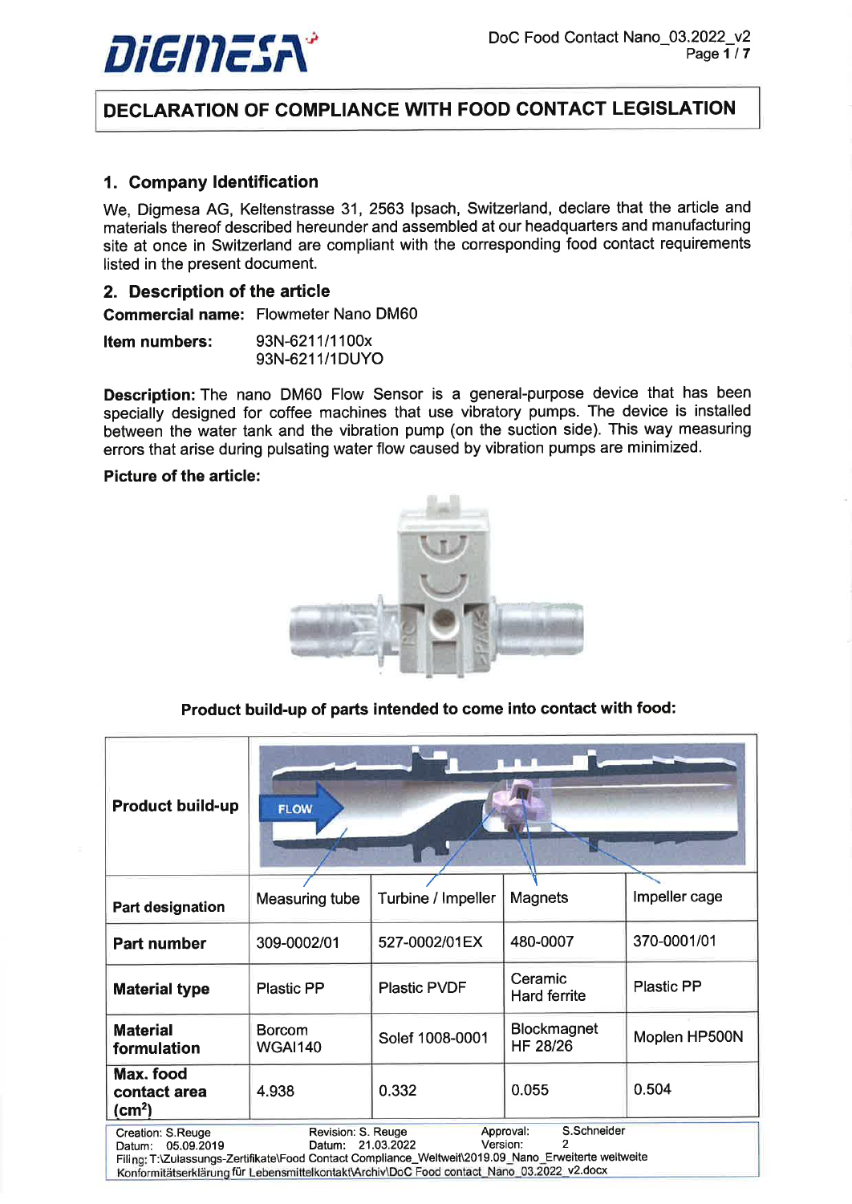# DECLARATION OF COMPLIANCE WITH FOOD CONTACT LEGISLATION

## 1. Company Identification

We, Digmesa AG, Keltenstrasse 31, 2563 Ipsach, Switzerland, declare that the article and materials thereof described hereunder and assembled at our headquarters and manufacturing site at once in Switzerland are compliant with the corresponding food contact requirements listed in the present document.

## 2. Description of the article

**Commercial name:** Flowmeter Nano DM60

**Item numbers:** 93N-6211/1100x
93N-6211/1DUYO

**Description:** The nano DM60 Flow Sensor is a general-purpose device that has been specially designed for coffee machines that use vibratory pumps. The device is installed between the water tank and the vibration pump (on the suction side). This way measuring errors that arise during pulsating water flow caused by vibration pumps are minimized.

**Picture of the article:**

**Product build-up of parts intended to come into contact with food:**

| **Product build-up** | FLOW | | | |
|---|---|---|---|---|
| **Part designation** | Measuring tube | Turbine / Impeller | Magnets | Impeller cage |
| **Part number** | 309-0002/01 | 527-0002/01EX | 480-0007 | 370-0001/01 |
| **Material type** | Plastic PP | Plastic PVDF | Ceramic Hard ferrite | Plastic PP |
| **Material formulation** | Borcom WGAI140 | Solef 1008-0001 | Blockmagnet HF 28/26 | Moplen HP500N |
| **Max. food contact area ($cm^2$)** | 4.938 | 0.332 | 0.055 | 0.504 |

Creation: S.Reuge Datum: 05.09.2019 | Revision: S. Reuge Datum: 21.03.2022 | Approval: S.Schneider Version: 2
Filing: T:\Zulassungs-Zertifikate\Food Contact Compliance_Weltweit\2019.09_Nano_Erweiterte weltweite Konformitätserklärung für Lebensmittelkontakt\Archiv\DoC Food contact_Nano_03.2022_v2.docx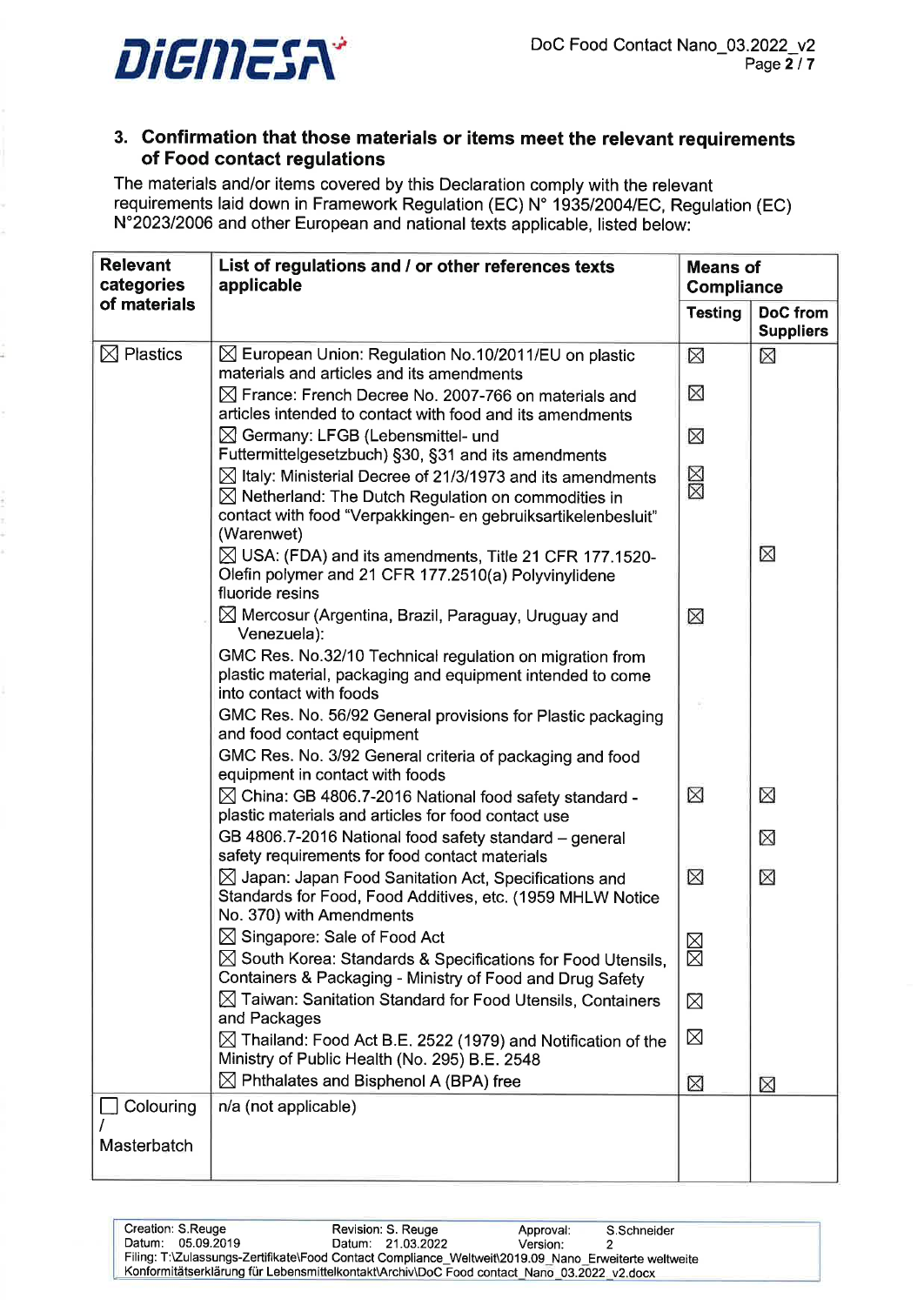## 3. Confirmation that those materials or items meet the relevant requirements of Food contact regulations

The materials and/or items covered by this Declaration comply with the relevant requirements laid down in Framework Regulation (EC) N° 1935/2004/EC, Regulation (EC) N°2023/2006 and other European and national texts applicable, listed below:

| Relevant categories of materials | List of regulations and / or other references texts applicable | Means of Compliance | |
|---|---|---|---|
| | | Testing | DoC from Suppliers |
| ☒ Plastics | ☒ European Union: Regulation No.10/2011/EU on plastic materials and articles and its amendments | ☒ | ☒ |
| | ☒ France: French Decree No. 2007-766 on materials and articles intended to contact with food and its amendments | ☒ | |
| | ☒ Germany: LFGB (Lebensmittel- und Futtermittelgesetzbuch) §30, §31 and its amendments | ☒ | |
| | ☒ Italy: Ministerial Decree of 21/3/1973 and its amendments | ☒ | |
| | ☒ Netherland: The Dutch Regulation on commodities in contact with food "Verpakkingen- en gebruiksartikelenbesluit" (Warenwet) | ☒ | |
| | ☒ USA: (FDA) and its amendments, Title 21 CFR 177.1520-Olefin polymer and 21 CFR 177.2510(a) Polyvinylidene fluoride resins | | ☒ |
| | ☒ Mercosur (Argentina, Brazil, Paraguay, Uruguay and Venezuela):<br>GMC Res. No.32/10 Technical regulation on migration from plastic material, packaging and equipment intended to come into contact with foods<br>GMC Res. No. 56/92 General provisions for Plastic packaging and food contact equipment<br>GMC Res. No. 3/92 General criteria of packaging and food equipment in contact with foods | ☒ | |
| | ☒ China: GB 4806.7-2016 National food safety standard - plastic materials and articles for food contact use | ☒ | ☒ |
| | GB 4806.7-2016 National food safety standard – general safety requirements for food contact materials | | ☒ |
| | ☒ Japan: Japan Food Sanitation Act, Specifications and Standards for Food, Food Additives, etc. (1959 MHLW Notice No. 370) with Amendments | ☒ | ☒ |
| | ☒ Singapore: Sale of Food Act | ☒ | |
| | ☒ South Korea: Standards & Specifications for Food Utensils, Containers & Packaging - Ministry of Food and Drug Safety | ☒ | |
| | ☒ Taiwan: Sanitation Standard for Food Utensils, Containers and Packages | ☒ | |
| | ☒ Thailand: Food Act B.E. 2522 (1979) and Notification of the Ministry of Public Health (No. 295) B.E. 2548 | ☒ | |
| | ☒ Phthalates and Bisphenol A (BPA) free | ☒ | ☒ |
| ☐ Colouring / Masterbatch | n/a (not applicable) | | |

| Creation: S.Reuge | Revision: S. Reuge | Approval: | S.Schneider |
|---|---|---|---|
| Datum: 05.09.2019 | Datum: 21.03.2022 | Version: | 2 |

Filing: T:\Zulassungs-Zertifikate\Food Contact Compliance_Weltweit\2019.09_Nano_Erweiterte weltweite Konformitätserklärung für Lebensmittelkontakt\Archiv\DoC Food contact_Nano_03.2022_v2.docx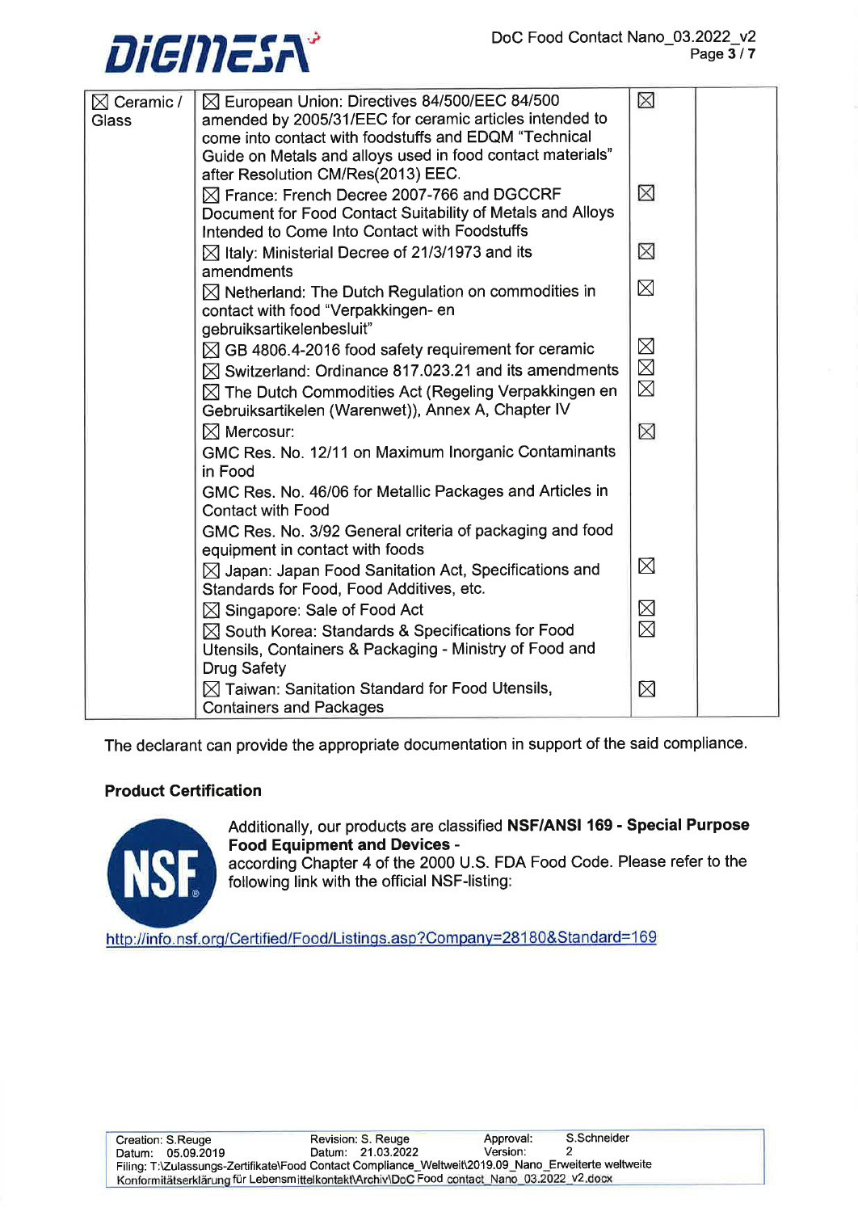| ☒ Ceramic / Glass | ☒ European Union: Directives 84/500/EEC 84/500 amended by 2005/31/EEC for ceramic articles intended to come into contact with foodstuffs and EDQM "Technical Guide on Metals and alloys used in food contact materials" after Resolution CM/Res(2013) EEC. | ☒ | |
|---|---|---|---|
| | ☒ France: French Decree 2007-766 and DGCCRF Document for Food Contact Suitability of Metals and Alloys Intended to Come Into Contact with Foodstuffs | ☒ | |
| | ☒ Italy: Ministerial Decree of 21/3/1973 and its amendments | ☒ | |
| | ☒ Netherland: The Dutch Regulation on commodities in contact with food "Verpakkingen- en gebruiksartikelenbesluit" | ☒ | |
| | ☒ GB 4806.4-2016 food safety requirement for ceramic | ☒ | |
| | ☒ Switzerland: Ordinance 817.023.21 and its amendments | ☒ | |
| | ☒ The Dutch Commodities Act (Regeling Verpakkingen en Gebruiksartikelen (Warenwet)), Annex A, Chapter IV | ☒ | |
| | ☒ Mercosur:<br>GMC Res. No. 12/11 on Maximum Inorganic Contaminants in Food<br>GMC Res. No. 46/06 for Metallic Packages and Articles in Contact with Food<br>GMC Res. No. 3/92 General criteria of packaging and food equipment in contact with foods | ☒ | |
| | ☒ Japan: Japan Food Sanitation Act, Specifications and Standards for Food, Food Additives, etc. | ☒ | |
| | ☒ Singapore: Sale of Food Act | ☒ | |
| | ☒ South Korea: Standards & Specifications for Food Utensils, Containers & Packaging - Ministry of Food and Drug Safety | ☒ | |
| | ☒ Taiwan: Sanitation Standard for Food Utensils, Containers and Packages | ☒ | |

The declarant can provide the appropriate documentation in support of the said compliance.

**Product Certification**

NSF

Additionally, our products are classified **NSF/ANSI 169 - Special Purpose Food Equipment and Devices** - according Chapter 4 of the 2000 U.S. FDA Food Code. Please refer to the following link with the official NSF-listing:

http://info.nsf.org/Certified/Food/Listings.asp?Company=28180&Standard=169

| Creation: S.Reuge | Revision: S. Reuge | Approval: | S.Schneider |
|---|---|---|---|
| Datum: 05.09.2019 | Datum: 21.03.2022 | Version: | 2 |

Filing: T:\Zulassungs-Zertifikate\Food Contact Compliance_Weltweit\2019.09_Nano_Erweiterte weltweite Konformitätserklärung für Lebensmittelkontakt\Archiv\DoC Food contact_Nano_03.2022_v2.docx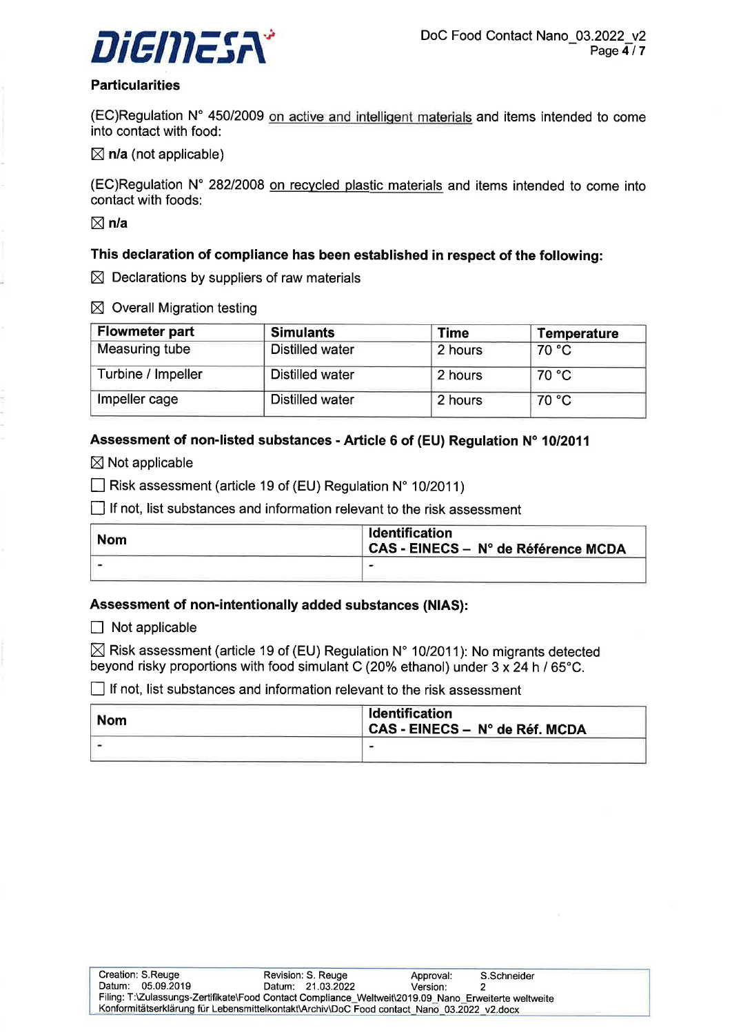## Particularities

(EC)Regulation N° 450/2009 on active and intelligent materials and items intended to come into contact with food:

☒ **n/a** (not applicable)

(EC)Regulation N° 282/2008 on recycled plastic materials and items intended to come into contact with foods:

☒ **n/a**

### This declaration of compliance has been established in respect of the following:

☒ Declarations by suppliers of raw materials

☒ Overall Migration testing

| Flowmeter part | Simulants | Time | Temperature |
|---|---|---|---|
| Measuring tube | Distilled water | 2 hours | 70 °C |
| Turbine / Impeller | Distilled water | 2 hours | 70 °C |
| Impeller cage | Distilled water | 2 hours | 70 °C |

### Assessment of non-listed substances - Article 6 of (EU) Regulation N° 10/2011

☒ Not applicable

☐ Risk assessment (article 19 of (EU) Regulation N° 10/2011)

☐ If not, list substances and information relevant to the risk assessment

| Nom | Identification<br>CAS - EINECS – N° de Référence MCDA |
|---|---|
| - | - |

### Assessment of non-intentionally added substances (NIAS):

☐ Not applicable

☒ Risk assessment (article 19 of (EU) Regulation N° 10/2011): No migrants detected beyond risky proportions with food simulant C (20% ethanol) under 3 x 24 h / 65°C.

☐ If not, list substances and information relevant to the risk assessment

| Nom | Identification<br>CAS - EINECS – N° de Réf. MCDA |
|---|---|
| - | - |

| Creation: S.Reuge | Revision: S. Reuge | Approval: | S.Schneider |
|---|---|---|---|
| Datum: 05.09.2019 | Datum: 21.03.2022 | Version: | 2 |

Filing: T:\Zulassungs-Zertifikate\Food Contact Compliance_Weltweit\2019.09_Nano_Erweiterte weltweite Konformitätserklärung für Lebensmittelkontakt\Archiv\DoC Food contact_Nano_03.2022_v2.docx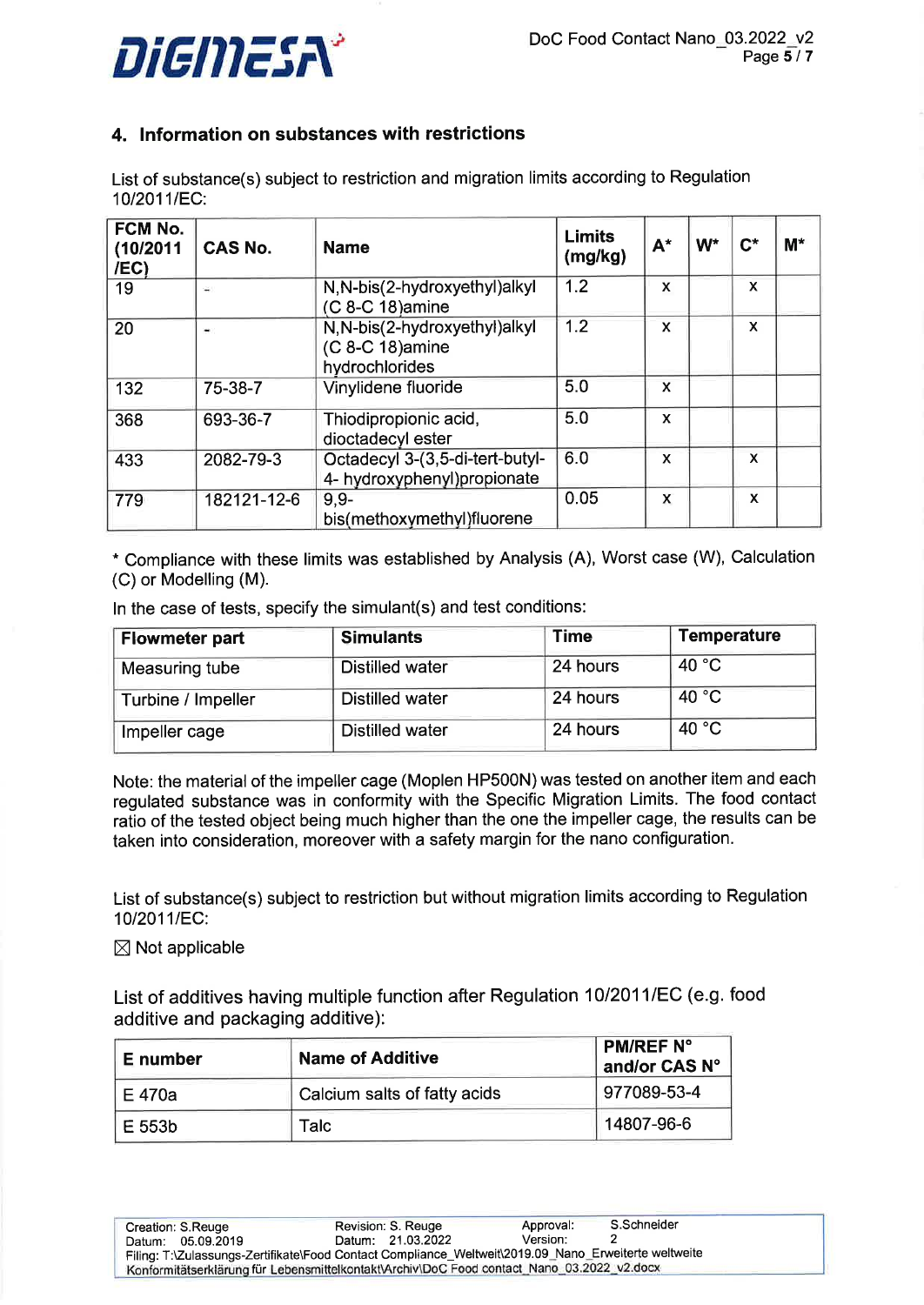## 4. Information on substances with restrictions

List of substance(s) subject to restriction and migration limits according to Regulation 10/2011/EC:

| FCM No. (10/2011 /EC) | CAS No. | Name | Limits (mg/kg) | A* | W* | C* | M* |
|---|---|---|---|---|---|---|---|
| 19 | - | N,N-bis(2-hydroxyethyl)alkyl (C 8-C 18)amine | 1.2 | x | | x | |
| 20 | - | N,N-bis(2-hydroxyethyl)alkyl (C 8-C 18)amine hydrochlorides | 1.2 | x | | x | |
| 132 | 75-38-7 | Vinylidene fluoride | 5.0 | x | | | |
| 368 | 693-36-7 | Thiodipropionic acid, dioctadecyl ester | 5.0 | x | | | |
| 433 | 2082-79-3 | Octadecyl 3-(3,5-di-tert-butyl-4- hydroxyphenyl)propionate | 6.0 | x | | x | |
| 779 | 182121-12-6 | 9,9-bis(methoxymethyl)fluorene | 0.05 | x | | x | |

* Compliance with these limits was established by Analysis (A), Worst case (W), Calculation (C) or Modelling (M).

In the case of tests, specify the simulant(s) and test conditions:

| Flowmeter part | Simulants | Time | Temperature |
|---|---|---|---|
| Measuring tube | Distilled water | 24 hours | 40 °C |
| Turbine / Impeller | Distilled water | 24 hours | 40 °C |
| Impeller cage | Distilled water | 24 hours | 40 °C |

Note: the material of the impeller cage (Moplen HP500N) was tested on another item and each regulated substance was in conformity with the Specific Migration Limits. The food contact ratio of the tested object being much higher than the one the impeller cage, the results can be taken into consideration, moreover with a safety margin for the nano configuration.

List of substance(s) subject to restriction but without migration limits according to Regulation 10/2011/EC:

☒ Not applicable

List of additives having multiple function after Regulation 10/2011/EC (e.g. food additive and packaging additive):

| E number | Name of Additive | PM/REF N° and/or CAS N° |
|---|---|---|
| E 470a | Calcium salts of fatty acids | 977089-53-4 |
| E 553b | Talc | 14807-96-6 |

| Creation: S.Reuge | Revision: S. Reuge | Approval: S.Schneider |
|---|---|---|
| Datum: 05.09.2019 | Datum: 21.03.2022 | Version: 2 |

Filing: T:\Zulassungs-Zertifikate\Food Contact Compliance_Weltweit\2019.09_Nano_Erweiterte weltweite Konformitätserklärung für Lebensmittelkontakt\Archiv\DoC Food contact_Nano_03.2022_v2.docx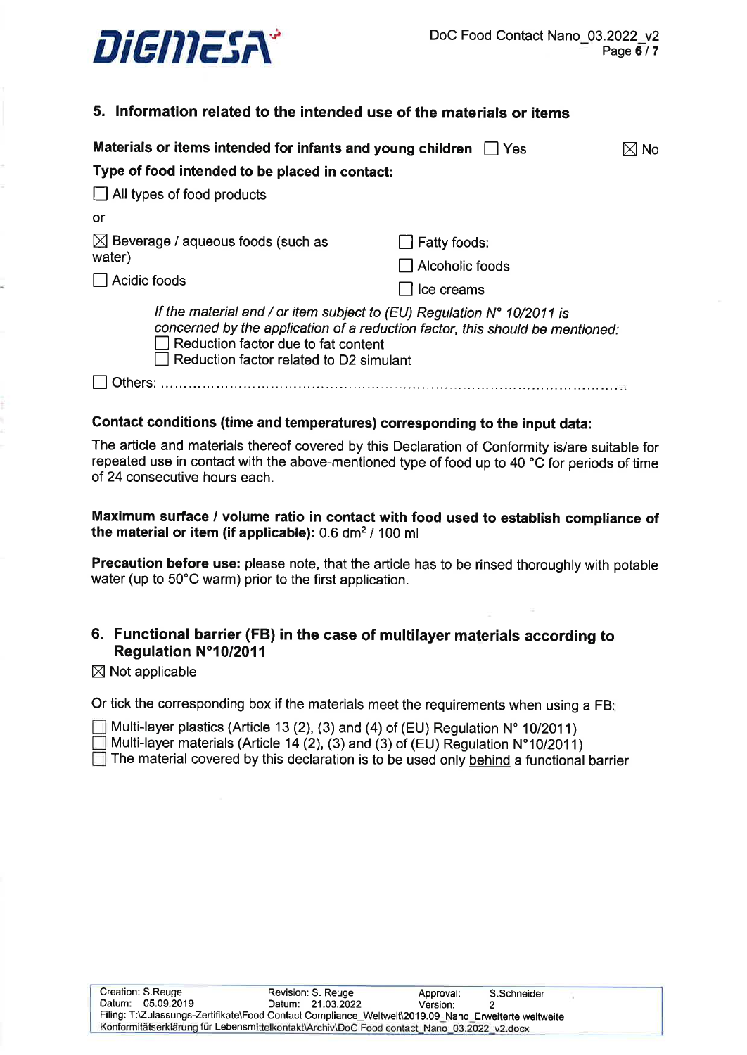## 5. Information related to the intended use of the materials or items

**Materials or items intended for infants and young children** ☐ Yes ☒ No

**Type of food intended to be placed in contact:**

☐ All types of food products

or

☒ Beverage / aqueous foods (such as water)

☐ Acidic foods

☐ Fatty foods:

☐ Alcoholic foods

☐ Ice creams

*If the material and / or item subject to (EU) Regulation N° 10/2011 is concerned by the application of a reduction factor, this should be mentioned:*

☐ Reduction factor due to fat content

☐ Reduction factor related to D2 simulant

☐ Others: ..........................................................................................................

**Contact conditions (time and temperatures) corresponding to the input data:**

The article and materials thereof covered by this Declaration of Conformity is/are suitable for repeated use in contact with the above-mentioned type of food up to 40 °C for periods of time of 24 consecutive hours each.

**Maximum surface / volume ratio in contact with food used to establish compliance of the material or item (if applicable):** 0.6 $dm^2$ / 100 ml

**Precaution before use:** please note, that the article has to be rinsed thoroughly with potable water (up to 50°C warm) prior to the first application.

## 6. Functional barrier (FB) in the case of multilayer materials according to Regulation N°10/2011

☒ Not applicable

Or tick the corresponding box if the materials meet the requirements when using a FB:

☐ Multi-layer plastics (Article 13 (2), (3) and (4) of (EU) Regulation N° 10/2011)

☐ Multi-layer materials (Article 14 (2), (3) and (3) of (EU) Regulation N°10/2011)

☐ The material covered by this declaration is to be used only behind a functional barrier

| Creation: S.Reuge | Revision: S. Reuge | Approval: S.Schneider |
|---|---|---|
| Datum: 05.09.2019 | Datum: 21.03.2022 | Version: 2 |

Filing: T:\Zulassungs-Zertifikate\Food Contact Compliance_Weltweit\2019.09_Nano_Erweiterte weltweite Konformitätserklärung für Lebensmittelkontakt\Archiv\DoC Food contact_Nano_03.2022_v2.docx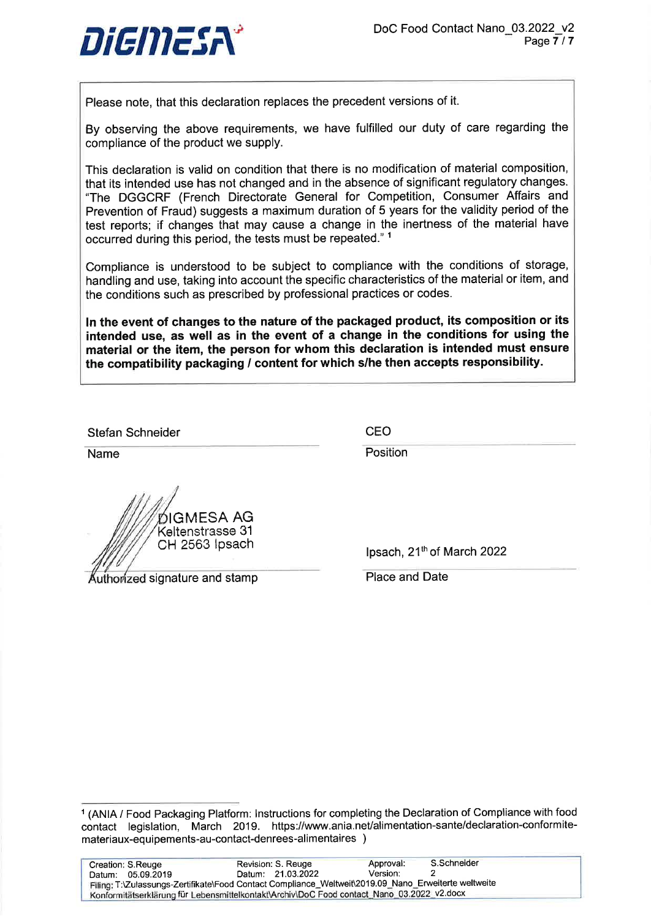Please note, that this declaration replaces the precedent versions of it.

By observing the above requirements, we have fulfilled our duty of care regarding the compliance of the product we supply.

This declaration is valid on condition that there is no modification of material composition, that its intended use has not changed and in the absence of significant regulatory changes. "The DGGCRF (French Directorate General for Competition, Consumer Affairs and Prevention of Fraud) suggests a maximum duration of 5 years for the validity period of the test reports; if changes that may cause a change in the inertness of the material have occurred during this period, the tests must be repeated." [1]

Compliance is understood to be subject to compliance with the conditions of storage, handling and use, taking into account the specific characteristics of the material or item, and the conditions such as prescribed by professional practices or codes.

**In the event of changes to the nature of the packaged product, its composition or its intended use, as well as in the event of a change in the conditions for using the material or the item, the person for whom this declaration is intended must ensure the compatibility packaging / content for which s/he then accepts responsibility.**

| Stefan Schneider | CEO |
|---|---|
| Name | Position |

DIGMESA AG
Keltenstrasse 31
CH 2563 Ipsach

| Authorized signature and stamp | Ipsach, 21th of March 2022 |
|---|---|
| | Place and Date |

[1] (ANIA / Food Packaging Platform: Instructions for completing the Declaration of Compliance with food contact legislation, March 2019. https://www.ania.net/alimentation-sante/declaration-conformite-materiaux-equipements-au-contact-denrees-alimentaires )

| Creation: S.Reuge | Revision: S. Reuge | Approval: S.Schneider |
|---|---|---|
| Datum: 05.09.2019 | Datum: 21.03.2022 | Version: 2 |

Filing: T:\Zulassungs-Zertifikate\Food Contact Compliance_Weltweit\2019.09_Nano_Erweiterte weltweite Konformitätserklärung für Lebensmittelkontakt\Archiv\DoC Food contact_Nano_03.2022_v2.docx